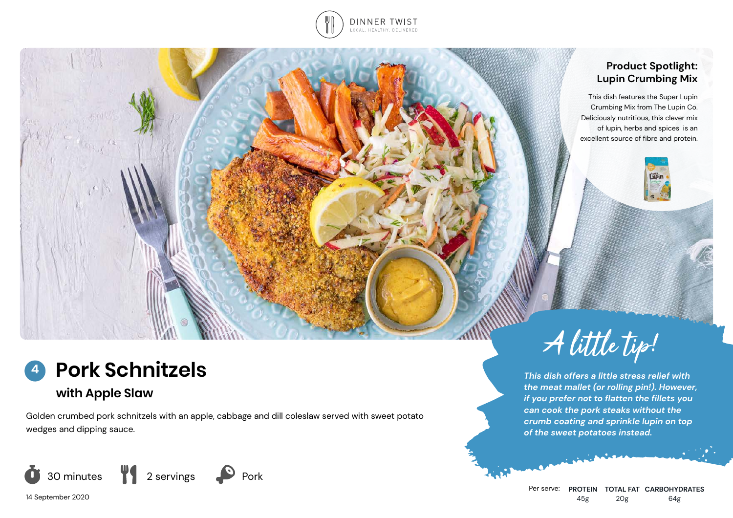DINNER TWIST
LOCAL, HEALTHY, DELIVERED

### Product Spotlight: Lupin Crumbing Mix

This dish features the Super Lupin Crumbing Mix from The Lupin Co. Deliciously nutritious, this clever mix of lupin, herbs and spices is an excellent source of fibre and protein.

# 4 Pork Schnitzels

## with Apple Slaw

Golden crumbed pork schnitzels with an apple, cabbage and dill coleslaw served with sweet potato wedges and dipping sauce.

30 minutes | 2 servings | Pork

14 September 2020

### A little tip!

*This dish offers a little stress relief with the meat mallet (or rolling pin!). However, if you prefer not to flatten the fillets you can cook the pork steaks without the crumb coating and sprinkle lupin on top of the sweet potatoes instead.*

| Per serve: | PROTEIN | TOTAL FAT | CARBOHYDRATES |
|---|---|---|---|
| | 45g | 20g | 64g |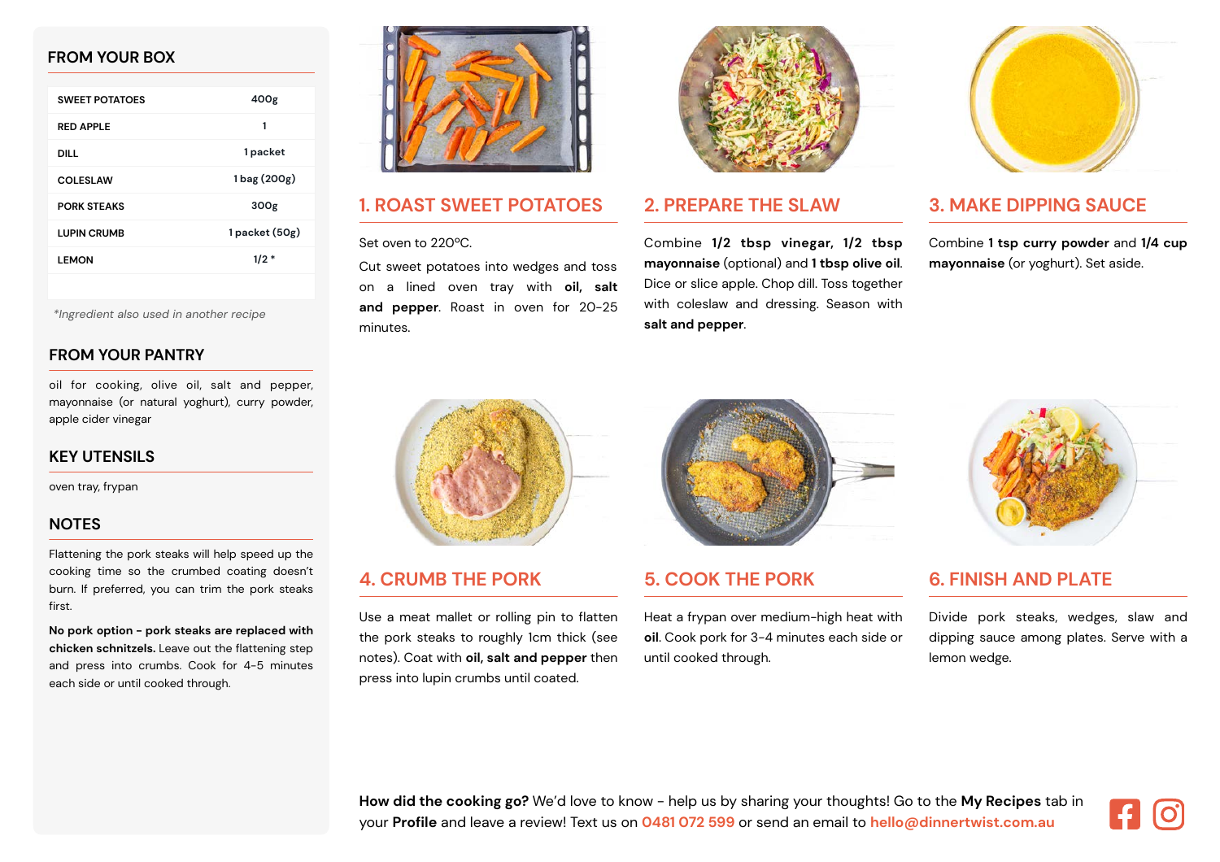## FROM YOUR BOX

| | |
|---|---|
| SWEET POTATOES | 400g |
| RED APPLE | 1 |
| DILL | 1 packet |
| COLESLAW | 1 bag (200g) |
| PORK STEAKS | 300g |
| LUPIN CRUMB | 1 packet (50g) |
| LEMON | 1/2 * |

*\*Ingredient also used in another recipe*

## FROM YOUR PANTRY

oil for cooking, olive oil, salt and pepper, mayonnaise (or natural yoghurt), curry powder, apple cider vinegar

## KEY UTENSILS

oven tray, frypan

## NOTES

Flattening the pork steaks will help speed up the cooking time so the crumbed coating doesn't burn. If preferred, you can trim the pork steaks first.

**No pork option - pork steaks are replaced with chicken schnitzels.** Leave out the flattening step and press into crumbs. Cook for 4-5 minutes each side or until cooked through.

## 1. ROAST SWEET POTATOES

Set oven to 220°C.

Cut sweet potatoes into wedges and toss on a lined oven tray with **oil, salt and pepper**. Roast in oven for 20-25 minutes.

## 2. PREPARE THE SLAW

Combine **1/2 tbsp vinegar, 1/2 tbsp mayonnaise** (optional) and **1 tbsp olive oil**. Dice or slice apple. Chop dill. Toss together with coleslaw and dressing. Season with **salt and pepper**.

## 3. MAKE DIPPING SAUCE

Combine **1 tsp curry powder** and **1/4 cup mayonnaise** (or yoghurt). Set aside.

## 4. CRUMB THE PORK

Use a meat mallet or rolling pin to flatten the pork steaks to roughly 1cm thick (see notes). Coat with **oil, salt and pepper** then press into lupin crumbs until coated.

## 5. COOK THE PORK

Heat a frypan over medium-high heat with **oil**. Cook pork for 3-4 minutes each side or until cooked through.

## 6. FINISH AND PLATE

Divide pork steaks, wedges, slaw and dipping sauce among plates. Serve with a lemon wedge.

**How did the cooking go?** We'd love to know - help us by sharing your thoughts! Go to the **My Recipes** tab in your **Profile** and leave a review! Text us on 0481 072 599 or send an email to hello@dinnertwist.com.au